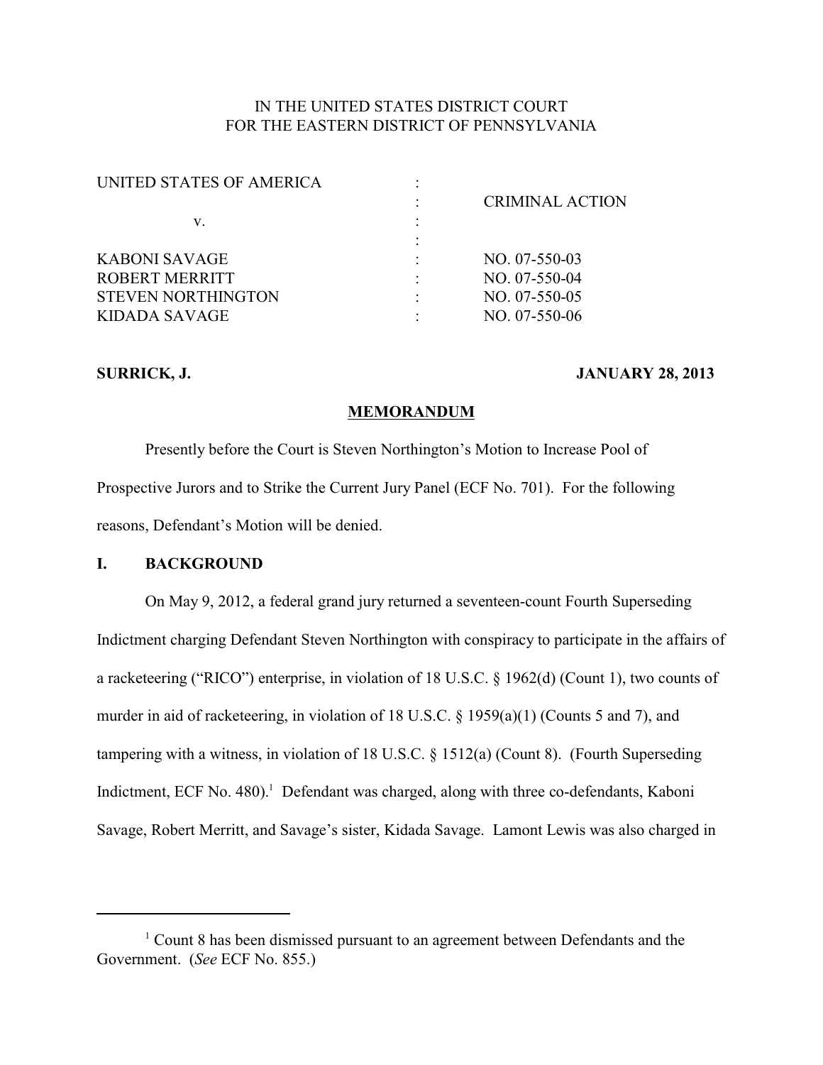IN THE UNITED STATES DISTRICT COURT
FOR THE EASTERN DISTRICT OF PENNSYLVANIA

| | | |
|---|---|---|
| UNITED STATES OF AMERICA | : | |
| | : | CRIMINAL ACTION |
| v. | : | |
| | : | |
| KABONI SAVAGE | : | NO. 07-550-03 |
| ROBERT MERRITT | : | NO. 07-550-04 |
| STEVEN NORTHINGTON | : | NO. 07-550-05 |
| KIDADA SAVAGE | : | NO. 07-550-06 |

**SURRICK, J.** **JANUARY 28, 2013**

## MEMORANDUM

Presently before the Court is Steven Northington's Motion to Increase Pool of Prospective Jurors and to Strike the Current Jury Panel (ECF No. 701). For the following reasons, Defendant's Motion will be denied.

## I. BACKGROUND

On May 9, 2012, a federal grand jury returned a seventeen-count Fourth Superseding Indictment charging Defendant Steven Northington with conspiracy to participate in the affairs of a racketeering ("RICO") enterprise, in violation of 18 U.S.C. § 1962(d) (Count 1), two counts of murder in aid of racketeering, in violation of 18 U.S.C. § 1959(a)(1) (Counts 5 and 7), and tampering with a witness, in violation of 18 U.S.C. § 1512(a) (Count 8). (Fourth Superseding Indictment, ECF No. 480).[1] Defendant was charged, along with three co-defendants, Kaboni Savage, Robert Merritt, and Savage's sister, Kidada Savage. Lamont Lewis was also charged in

[1] Count 8 has been dismissed pursuant to an agreement between Defendants and the Government. (*See* ECF No. 855.)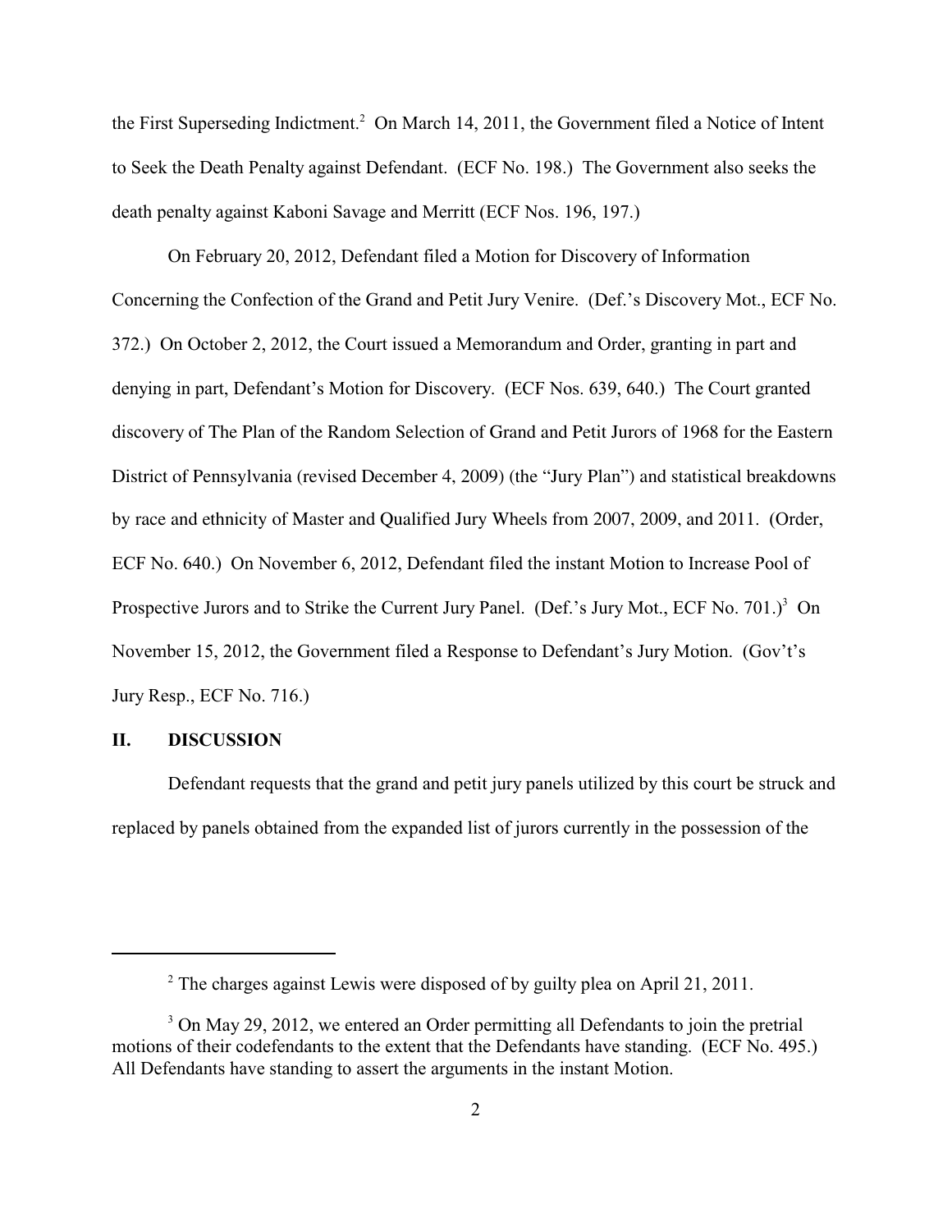the First Superseding Indictment.[2] On March 14, 2011, the Government filed a Notice of Intent to Seek the Death Penalty against Defendant. (ECF No. 198.) The Government also seeks the death penalty against Kaboni Savage and Merritt (ECF Nos. 196, 197.)

On February 20, 2012, Defendant filed a Motion for Discovery of Information Concerning the Confection of the Grand and Petit Jury Venire. (Def.'s Discovery Mot., ECF No. 372.) On October 2, 2012, the Court issued a Memorandum and Order, granting in part and denying in part, Defendant's Motion for Discovery. (ECF Nos. 639, 640.) The Court granted discovery of The Plan of the Random Selection of Grand and Petit Jurors of 1968 for the Eastern District of Pennsylvania (revised December 4, 2009) (the "Jury Plan") and statistical breakdowns by race and ethnicity of Master and Qualified Jury Wheels from 2007, 2009, and 2011. (Order, ECF No. 640.) On November 6, 2012, Defendant filed the instant Motion to Increase Pool of Prospective Jurors and to Strike the Current Jury Panel. (Def.'s Jury Mot., ECF No. 701.)[3] On November 15, 2012, the Government filed a Response to Defendant's Jury Motion. (Gov't's Jury Resp., ECF No. 716.)

## II. DISCUSSION

Defendant requests that the grand and petit jury panels utilized by this court be struck and replaced by panels obtained from the expanded list of jurors currently in the possession of the

---

[2] The charges against Lewis were disposed of by guilty plea on April 21, 2011.

[3] On May 29, 2012, we entered an Order permitting all Defendants to join the pretrial motions of their codefendants to the extent that the Defendants have standing. (ECF No. 495.) All Defendants have standing to assert the arguments in the instant Motion.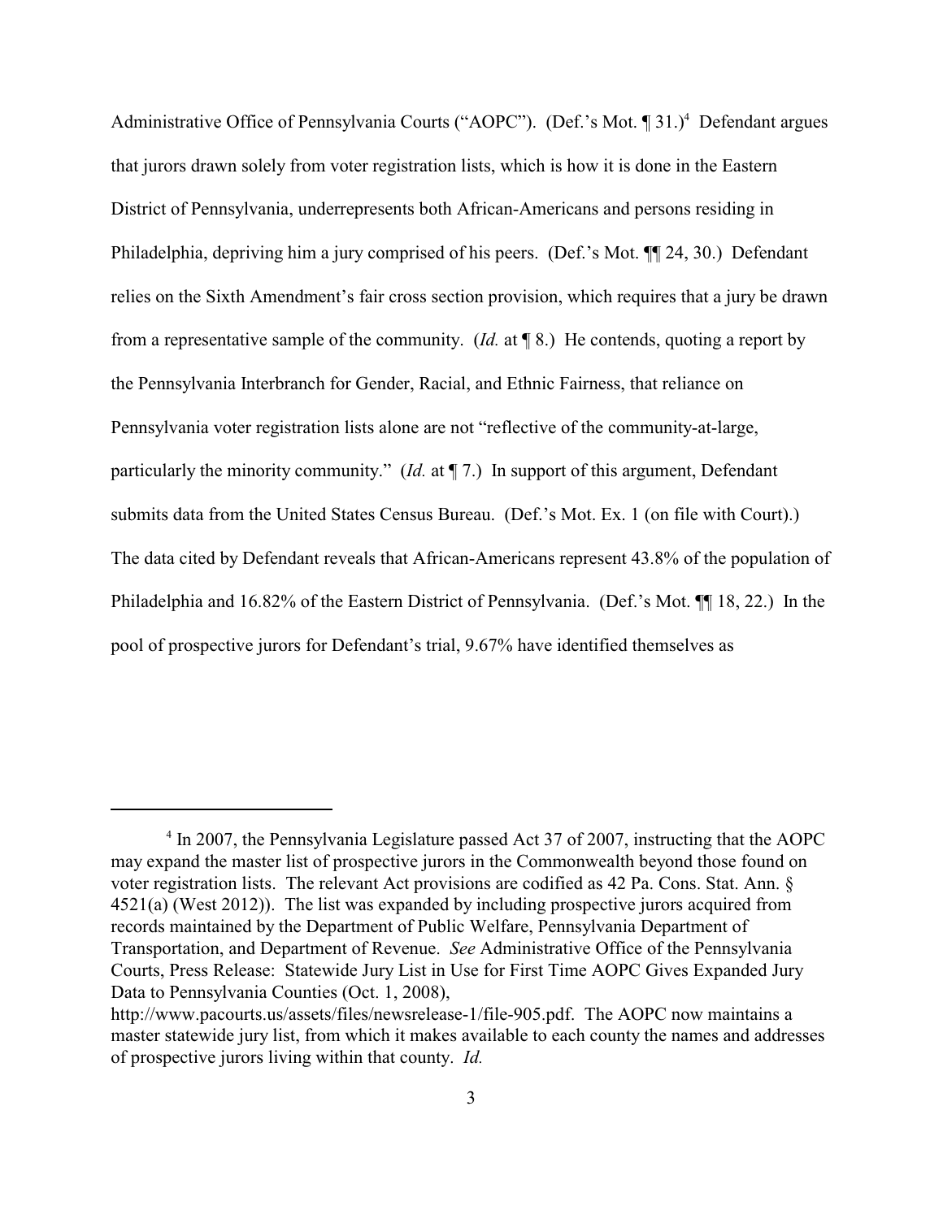Administrative Office of Pennsylvania Courts ("AOPC"). (Def.'s Mot. ¶ 31.)[4] Defendant argues that jurors drawn solely from voter registration lists, which is how it is done in the Eastern District of Pennsylvania, underrepresents both African-Americans and persons residing in Philadelphia, depriving him a jury comprised of his peers. (Def.'s Mot. ¶¶ 24, 30.) Defendant relies on the Sixth Amendment's fair cross section provision, which requires that a jury be drawn from a representative sample of the community. (*Id.* at ¶ 8.) He contends, quoting a report by the Pennsylvania Interbranch for Gender, Racial, and Ethnic Fairness, that reliance on Pennsylvania voter registration lists alone are not "reflective of the community-at-large, particularly the minority community." (*Id.* at ¶ 7.) In support of this argument, Defendant submits data from the United States Census Bureau. (Def.'s Mot. Ex. 1 (on file with Court).) The data cited by Defendant reveals that African-Americans represent 43.8% of the population of Philadelphia and 16.82% of the Eastern District of Pennsylvania. (Def.'s Mot. ¶¶ 18, 22.) In the pool of prospective jurors for Defendant's trial, 9.67% have identified themselves as

---

[4] In 2007, the Pennsylvania Legislature passed Act 37 of 2007, instructing that the AOPC may expand the master list of prospective jurors in the Commonwealth beyond those found on voter registration lists. The relevant Act provisions are codified as 42 Pa. Cons. Stat. Ann. § 4521(a) (West 2012)). The list was expanded by including prospective jurors acquired from records maintained by the Department of Public Welfare, Pennsylvania Department of Transportation, and Department of Revenue. *See* Administrative Office of the Pennsylvania Courts, Press Release: Statewide Jury List in Use for First Time AOPC Gives Expanded Jury Data to Pennsylvania Counties (Oct. 1, 2008), http://www.pacourts.us/assets/files/newsrelease-1/file-905.pdf. The AOPC now maintains a master statewide jury list, from which it makes available to each county the names and addresses of prospective jurors living within that county. *Id.*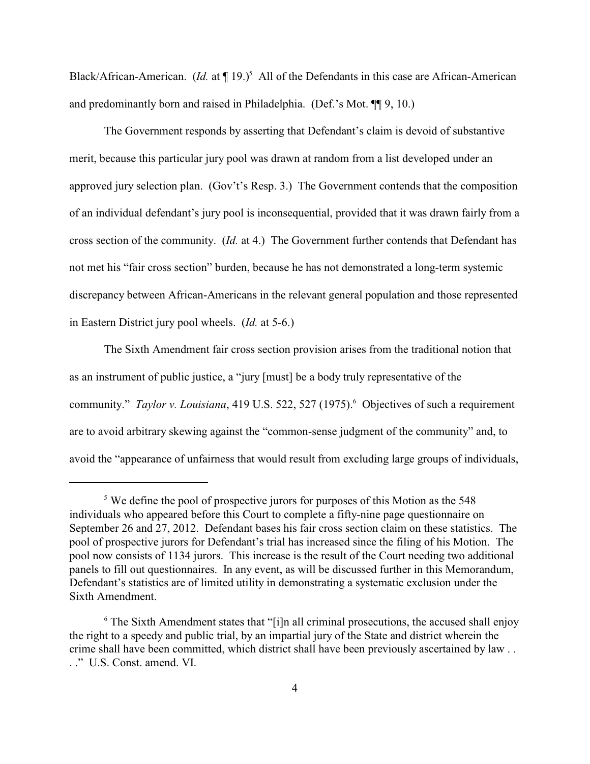Black/African-American. (*Id.* at ¶ 19.)[5] All of the Defendants in this case are African-American and predominantly born and raised in Philadelphia. (Def.'s Mot. ¶¶ 9, 10.)

The Government responds by asserting that Defendant's claim is devoid of substantive merit, because this particular jury pool was drawn at random from a list developed under an approved jury selection plan. (Gov't's Resp. 3.) The Government contends that the composition of an individual defendant's jury pool is inconsequential, provided that it was drawn fairly from a cross section of the community. (*Id.* at 4.) The Government further contends that Defendant has not met his "fair cross section" burden, because he has not demonstrated a long-term systemic discrepancy between African-Americans in the relevant general population and those represented in Eastern District jury pool wheels. (*Id.* at 5-6.)

The Sixth Amendment fair cross section provision arises from the traditional notion that as an instrument of public justice, a "jury [must] be a body truly representative of the community." *Taylor v. Louisiana*, 419 U.S. 522, 527 (1975).[6] Objectives of such a requirement are to avoid arbitrary skewing against the "common-sense judgment of the community" and, to avoid the "appearance of unfairness that would result from excluding large groups of individuals,

---

[5] We define the pool of prospective jurors for purposes of this Motion as the 548 individuals who appeared before this Court to complete a fifty-nine page questionnaire on September 26 and 27, 2012. Defendant bases his fair cross section claim on these statistics. The pool of prospective jurors for Defendant's trial has increased since the filing of his Motion. The pool now consists of 1134 jurors. This increase is the result of the Court needing two additional panels to fill out questionnaires. In any event, as will be discussed further in this Memorandum, Defendant's statistics are of limited utility in demonstrating a systematic exclusion under the Sixth Amendment.

[6] The Sixth Amendment states that "[i]n all criminal prosecutions, the accused shall enjoy the right to a speedy and public trial, by an impartial jury of the State and district wherein the crime shall have been committed, which district shall have been previously ascertained by law . . ." U.S. Const. amend. VI.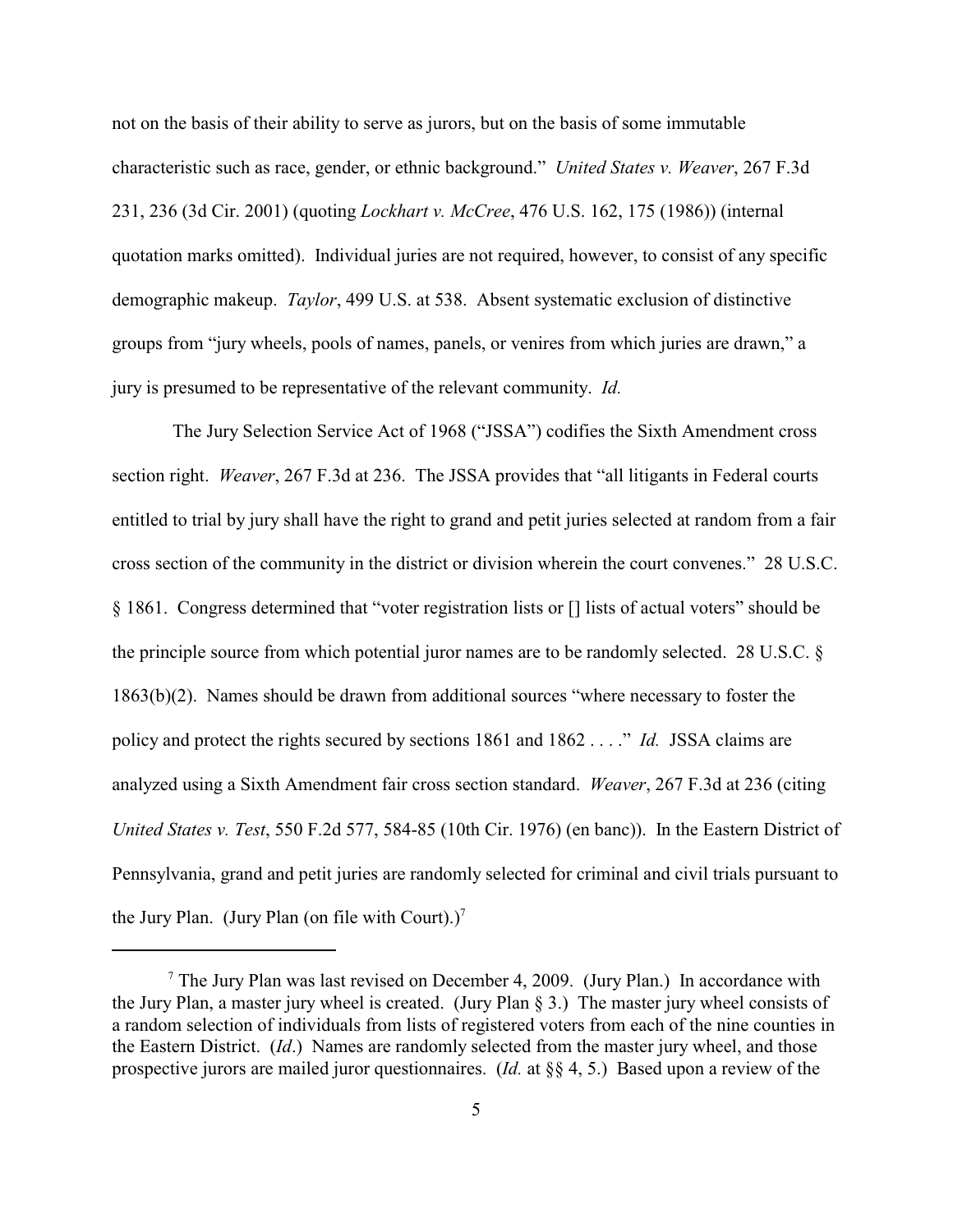not on the basis of their ability to serve as jurors, but on the basis of some immutable characteristic such as race, gender, or ethnic background." *United States v. Weaver*, 267 F.3d 231, 236 (3d Cir. 2001) (quoting *Lockhart v. McCree*, 476 U.S. 162, 175 (1986)) (internal quotation marks omitted). Individual juries are not required, however, to consist of any specific demographic makeup. *Taylor*, 499 U.S. at 538. Absent systematic exclusion of distinctive groups from "jury wheels, pools of names, panels, or venires from which juries are drawn," a jury is presumed to be representative of the relevant community. *Id.*

The Jury Selection Service Act of 1968 ("JSSA") codifies the Sixth Amendment cross section right. *Weaver*, 267 F.3d at 236. The JSSA provides that "all litigants in Federal courts entitled to trial by jury shall have the right to grand and petit juries selected at random from a fair cross section of the community in the district or division wherein the court convenes." 28 U.S.C. § 1861. Congress determined that "voter registration lists or [] lists of actual voters" should be the principle source from which potential juror names are to be randomly selected. 28 U.S.C. § 1863(b)(2). Names should be drawn from additional sources "where necessary to foster the policy and protect the rights secured by sections 1861 and 1862 . . . ." *Id.* JSSA claims are analyzed using a Sixth Amendment fair cross section standard. *Weaver*, 267 F.3d at 236 (citing *United States v. Test*, 550 F.2d 577, 584-85 (10th Cir. 1976) (en banc)). In the Eastern District of Pennsylvania, grand and petit juries are randomly selected for criminal and civil trials pursuant to the Jury Plan. (Jury Plan (on file with Court).)[7]

[7] The Jury Plan was last revised on December 4, 2009. (Jury Plan.) In accordance with the Jury Plan, a master jury wheel is created. (Jury Plan § 3.) The master jury wheel consists of a random selection of individuals from lists of registered voters from each of the nine counties in the Eastern District. (*Id*.) Names are randomly selected from the master jury wheel, and those prospective jurors are mailed juror questionnaires. (*Id.* at §§ 4, 5.) Based upon a review of the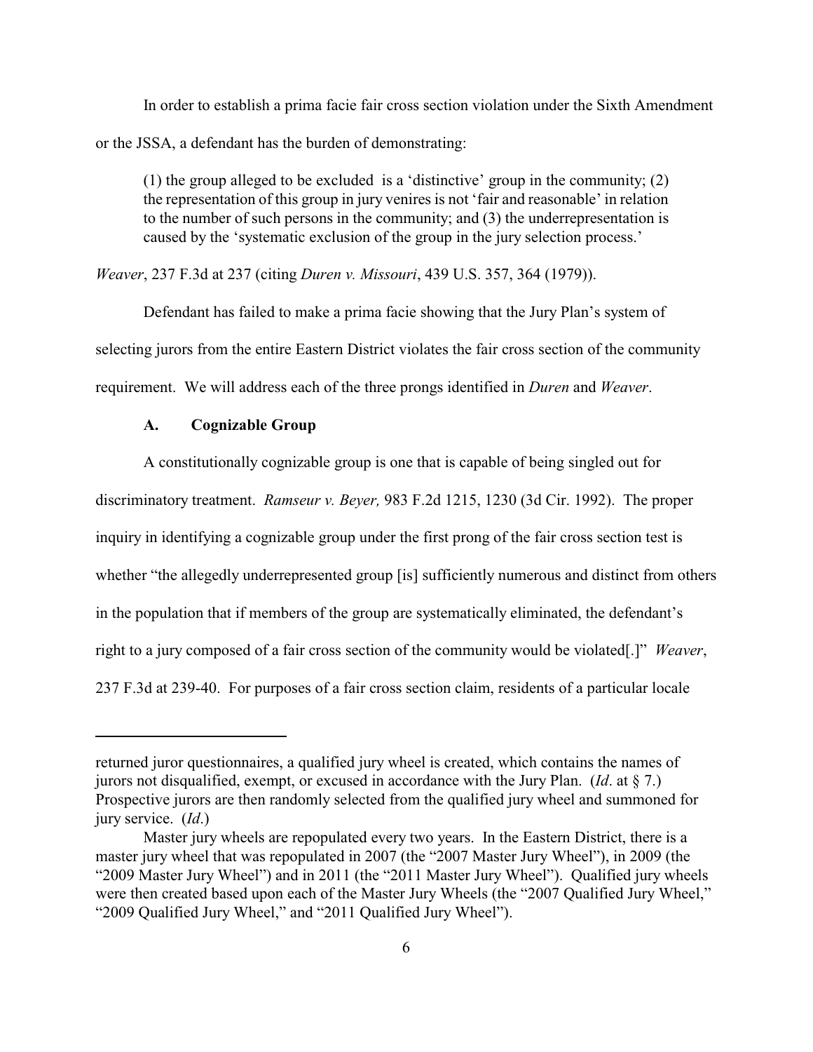In order to establish a prima facie fair cross section violation under the Sixth Amendment or the JSSA, a defendant has the burden of demonstrating:

> (1) the group alleged to be excluded is a 'distinctive' group in the community; (2) the representation of this group in jury venires is not 'fair and reasonable' in relation to the number of such persons in the community; and (3) the underrepresentation is caused by the 'systematic exclusion of the group in the jury selection process.'

*Weaver*, 237 F.3d at 237 (citing *Duren v. Missouri*, 439 U.S. 357, 364 (1979)).

Defendant has failed to make a prima facie showing that the Jury Plan's system of selecting jurors from the entire Eastern District violates the fair cross section of the community requirement. We will address each of the three prongs identified in *Duren* and *Weaver*.

### A. Cognizable Group

A constitutionally cognizable group is one that is capable of being singled out for discriminatory treatment. *Ramseur v. Beyer,* 983 F.2d 1215, 1230 (3d Cir. 1992). The proper inquiry in identifying a cognizable group under the first prong of the fair cross section test is whether "the allegedly underrepresented group [is] sufficiently numerous and distinct from others in the population that if members of the group are systematically eliminated, the defendant's right to a jury composed of a fair cross section of the community would be violated[.]" *Weaver*, 237 F.3d at 239-40. For purposes of a fair cross section claim, residents of a particular locale

---

returned juror questionnaires, a qualified jury wheel is created, which contains the names of jurors not disqualified, exempt, or excused in accordance with the Jury Plan. (*Id*. at § 7.) Prospective jurors are then randomly selected from the qualified jury wheel and summoned for jury service. (*Id*.)

Master jury wheels are repopulated every two years. In the Eastern District, there is a master jury wheel that was repopulated in 2007 (the "2007 Master Jury Wheel"), in 2009 (the "2009 Master Jury Wheel") and in 2011 (the "2011 Master Jury Wheel"). Qualified jury wheels were then created based upon each of the Master Jury Wheels (the "2007 Qualified Jury Wheel," "2009 Qualified Jury Wheel," and "2011 Qualified Jury Wheel").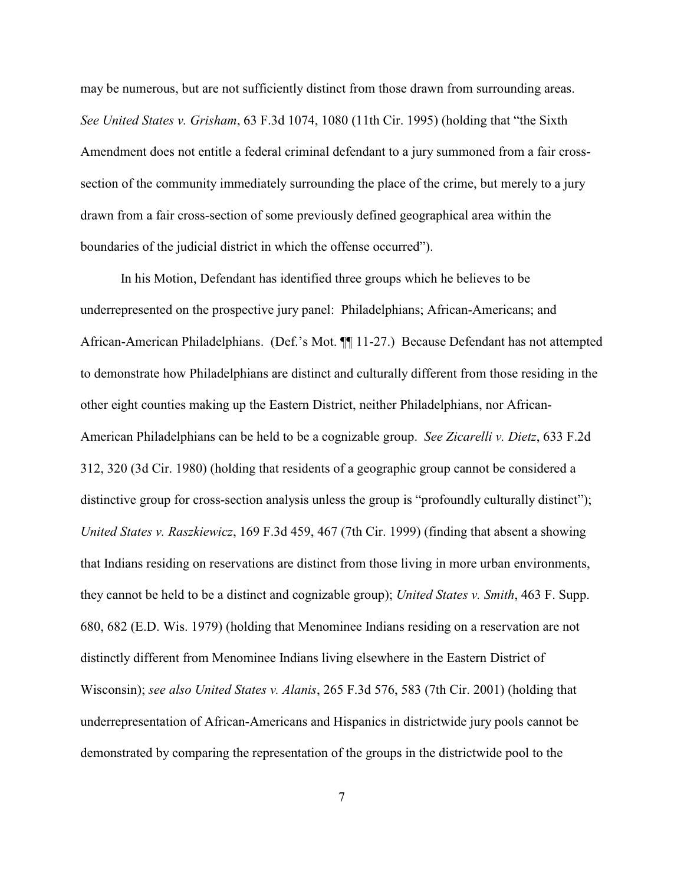may be numerous, but are not sufficiently distinct from those drawn from surrounding areas. *See United States v. Grisham*, 63 F.3d 1074, 1080 (11th Cir. 1995) (holding that "the Sixth Amendment does not entitle a federal criminal defendant to a jury summoned from a fair cross-section of the community immediately surrounding the place of the crime, but merely to a jury drawn from a fair cross-section of some previously defined geographical area within the boundaries of the judicial district in which the offense occurred").

In his Motion, Defendant has identified three groups which he believes to be underrepresented on the prospective jury panel: Philadelphians; African-Americans; and African-American Philadelphians. (Def.'s Mot. ¶¶ 11-27.) Because Defendant has not attempted to demonstrate how Philadelphians are distinct and culturally different from those residing in the other eight counties making up the Eastern District, neither Philadelphians, nor African-American Philadelphians can be held to be a cognizable group. *See Zicarelli v. Dietz*, 633 F.2d 312, 320 (3d Cir. 1980) (holding that residents of a geographic group cannot be considered a distinctive group for cross-section analysis unless the group is "profoundly culturally distinct"); *United States v. Raszkiewicz*, 169 F.3d 459, 467 (7th Cir. 1999) (finding that absent a showing that Indians residing on reservations are distinct from those living in more urban environments, they cannot be held to be a distinct and cognizable group); *United States v. Smith*, 463 F. Supp. 680, 682 (E.D. Wis. 1979) (holding that Menominee Indians residing on a reservation are not distinctly different from Menominee Indians living elsewhere in the Eastern District of Wisconsin); *see also United States v. Alanis*, 265 F.3d 576, 583 (7th Cir. 2001) (holding that underrepresentation of African-Americans and Hispanics in districtwide jury pools cannot be demonstrated by comparing the representation of the groups in the districtwide pool to the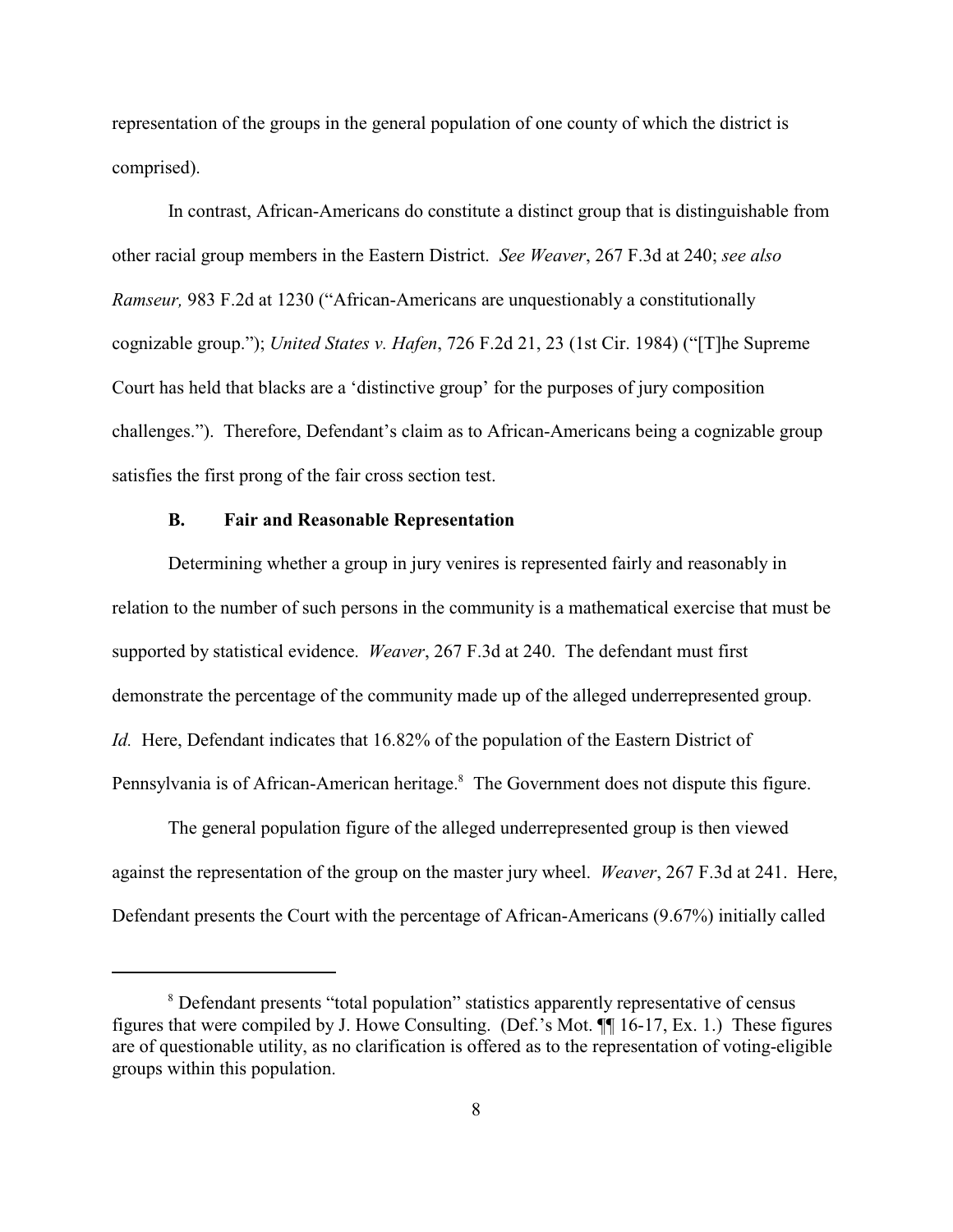representation of the groups in the general population of one county of which the district is comprised).

In contrast, African-Americans do constitute a distinct group that is distinguishable from other racial group members in the Eastern District. *See Weaver*, 267 F.3d at 240; *see also Ramseur,* 983 F.2d at 1230 ("African-Americans are unquestionably a constitutionally cognizable group."); *United States v. Hafen*, 726 F.2d 21, 23 (1st Cir. 1984) ("[T]he Supreme Court has held that blacks are a 'distinctive group' for the purposes of jury composition challenges."). Therefore, Defendant's claim as to African-Americans being a cognizable group satisfies the first prong of the fair cross section test.

### B. Fair and Reasonable Representation

Determining whether a group in jury venires is represented fairly and reasonably in relation to the number of such persons in the community is a mathematical exercise that must be supported by statistical evidence. *Weaver*, 267 F.3d at 240. The defendant must first demonstrate the percentage of the community made up of the alleged underrepresented group. *Id.* Here, Defendant indicates that 16.82% of the population of the Eastern District of Pennsylvania is of African-American heritage.[8] The Government does not dispute this figure.

The general population figure of the alleged underrepresented group is then viewed against the representation of the group on the master jury wheel. *Weaver*, 267 F.3d at 241. Here, Defendant presents the Court with the percentage of African-Americans (9.67%) initially called

---

[8] Defendant presents "total population" statistics apparently representative of census figures that were compiled by J. Howe Consulting. (Def.'s Mot. ¶¶ 16-17, Ex. 1.) These figures are of questionable utility, as no clarification is offered as to the representation of voting-eligible groups within this population.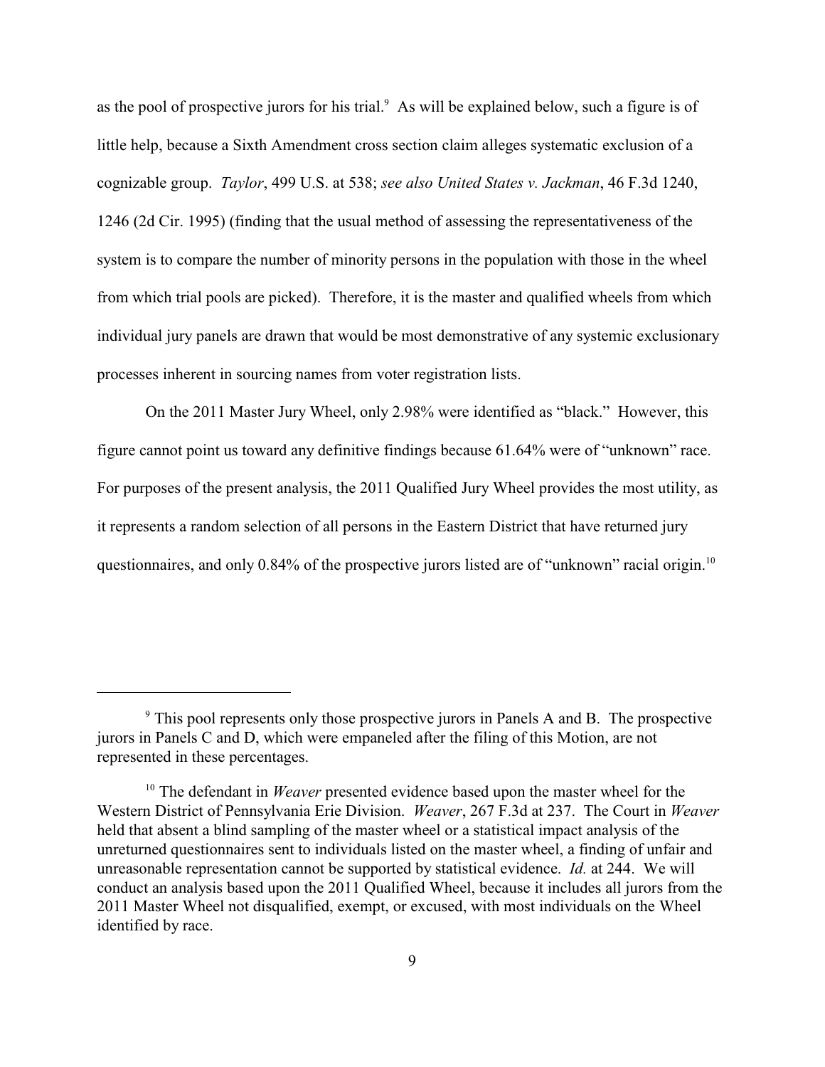as the pool of prospective jurors for his trial.[9] As will be explained below, such a figure is of little help, because a Sixth Amendment cross section claim alleges systematic exclusion of a cognizable group. *Taylor*, 499 U.S. at 538; *see also United States v. Jackman*, 46 F.3d 1240, 1246 (2d Cir. 1995) (finding that the usual method of assessing the representativeness of the system is to compare the number of minority persons in the population with those in the wheel from which trial pools are picked). Therefore, it is the master and qualified wheels from which individual jury panels are drawn that would be most demonstrative of any systemic exclusionary processes inherent in sourcing names from voter registration lists.

On the 2011 Master Jury Wheel, only 2.98% were identified as "black." However, this figure cannot point us toward any definitive findings because 61.64% were of "unknown" race. For purposes of the present analysis, the 2011 Qualified Jury Wheel provides the most utility, as it represents a random selection of all persons in the Eastern District that have returned jury questionnaires, and only 0.84% of the prospective jurors listed are of "unknown" racial origin.[10]

---

[9] This pool represents only those prospective jurors in Panels A and B. The prospective jurors in Panels C and D, which were empaneled after the filing of this Motion, are not represented in these percentages.

[10] The defendant in *Weaver* presented evidence based upon the master wheel for the Western District of Pennsylvania Erie Division. *Weaver*, 267 F.3d at 237. The Court in *Weaver* held that absent a blind sampling of the master wheel or a statistical impact analysis of the unreturned questionnaires sent to individuals listed on the master wheel, a finding of unfair and unreasonable representation cannot be supported by statistical evidence. *Id.* at 244. We will conduct an analysis based upon the 2011 Qualified Wheel, because it includes all jurors from the 2011 Master Wheel not disqualified, exempt, or excused, with most individuals on the Wheel identified by race.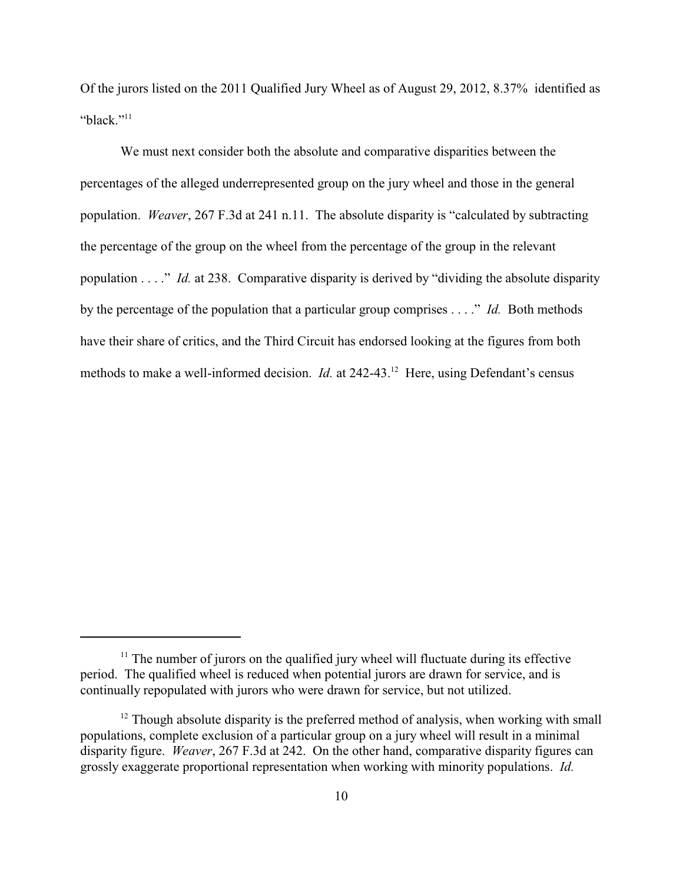Of the jurors listed on the 2011 Qualified Jury Wheel as of August 29, 2012, 8.37% identified as "black."[11]

We must next consider both the absolute and comparative disparities between the percentages of the alleged underrepresented group on the jury wheel and those in the general population. *Weaver*, 267 F.3d at 241 n.11. The absolute disparity is "calculated by subtracting the percentage of the group on the wheel from the percentage of the group in the relevant population . . . ." *Id.* at 238. Comparative disparity is derived by "dividing the absolute disparity by the percentage of the population that a particular group comprises . . . ." *Id.* Both methods have their share of critics, and the Third Circuit has endorsed looking at the figures from both methods to make a well-informed decision. *Id.* at 242-43.[12] Here, using Defendant's census

---

[11] The number of jurors on the qualified jury wheel will fluctuate during its effective period. The qualified wheel is reduced when potential jurors are drawn for service, and is continually repopulated with jurors who were drawn for service, but not utilized.

[12] Though absolute disparity is the preferred method of analysis, when working with small populations, complete exclusion of a particular group on a jury wheel will result in a minimal disparity figure. *Weaver*, 267 F.3d at 242. On the other hand, comparative disparity figures can grossly exaggerate proportional representation when working with minority populations. *Id.*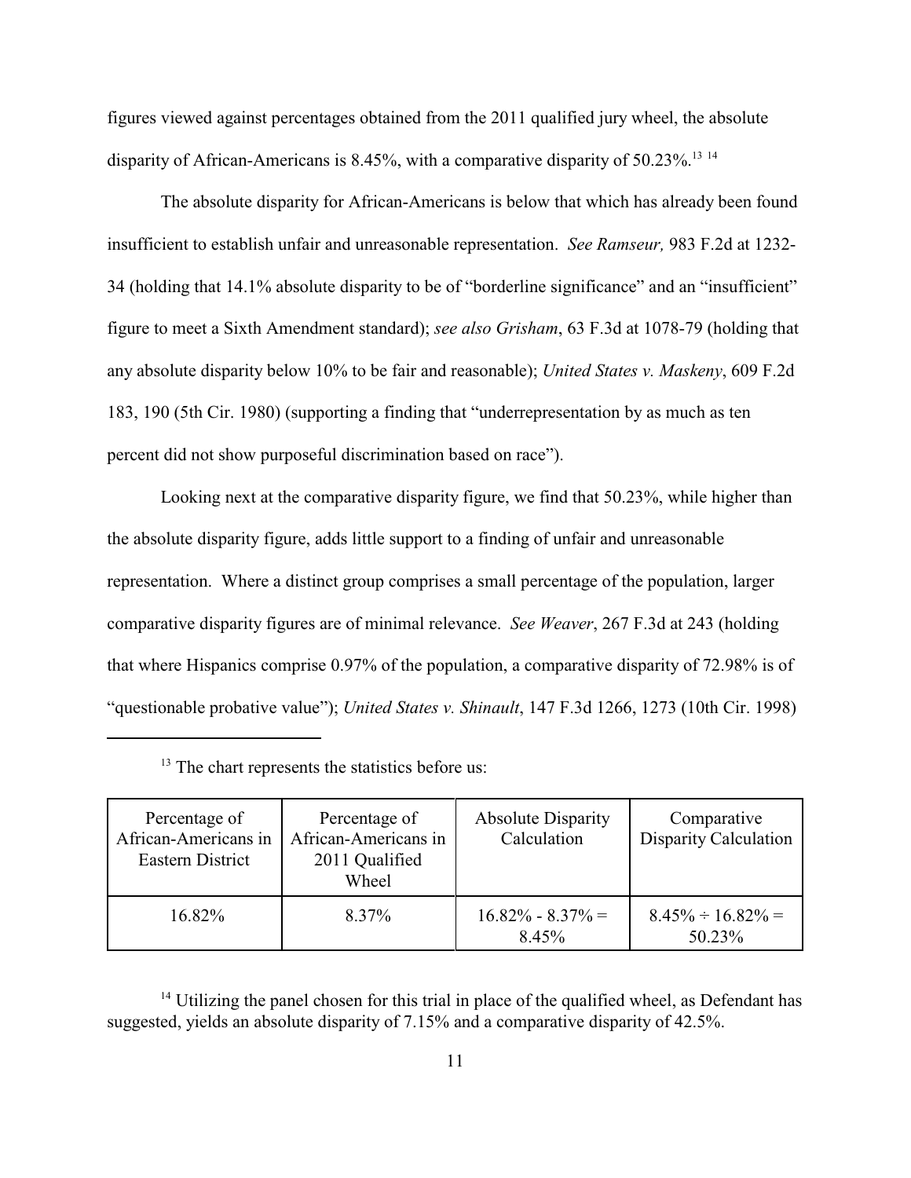figures viewed against percentages obtained from the 2011 qualified jury wheel, the absolute disparity of African-Americans is 8.45%, with a comparative disparity of 50.23%.[13] [14]

The absolute disparity for African-Americans is below that which has already been found insufficient to establish unfair and unreasonable representation. *See Ramseur,* 983 F.2d at 1232-34 (holding that 14.1% absolute disparity to be of "borderline significance" and an "insufficient" figure to meet a Sixth Amendment standard); *see also Grisham*, 63 F.3d at 1078-79 (holding that any absolute disparity below 10% to be fair and reasonable); *United States v. Maskeny*, 609 F.2d 183, 190 (5th Cir. 1980) (supporting a finding that "underrepresentation by as much as ten percent did not show purposeful discrimination based on race").

Looking next at the comparative disparity figure, we find that 50.23%, while higher than the absolute disparity figure, adds little support to a finding of unfair and unreasonable representation. Where a distinct group comprises a small percentage of the population, larger comparative disparity figures are of minimal relevance. *See Weaver*, 267 F.3d at 243 (holding that where Hispanics comprise 0.97% of the population, a comparative disparity of 72.98% is of "questionable probative value"); *United States v. Shinault*, 147 F.3d 1266, 1273 (10th Cir. 1998)

---

[13] The chart represents the statistics before us:

| Percentage of African-Americans in Eastern District | Percentage of African-Americans in 2011 Qualified Wheel | Absolute Disparity Calculation | Comparative Disparity Calculation |
|---|---|---|---|
| 16.82% | 8.37% | 16.82% - 8.37% = 8.45% | 8.45% ÷ 16.82% = 50.23% |

[14] Utilizing the panel chosen for this trial in place of the qualified wheel, as Defendant has suggested, yields an absolute disparity of 7.15% and a comparative disparity of 42.5%.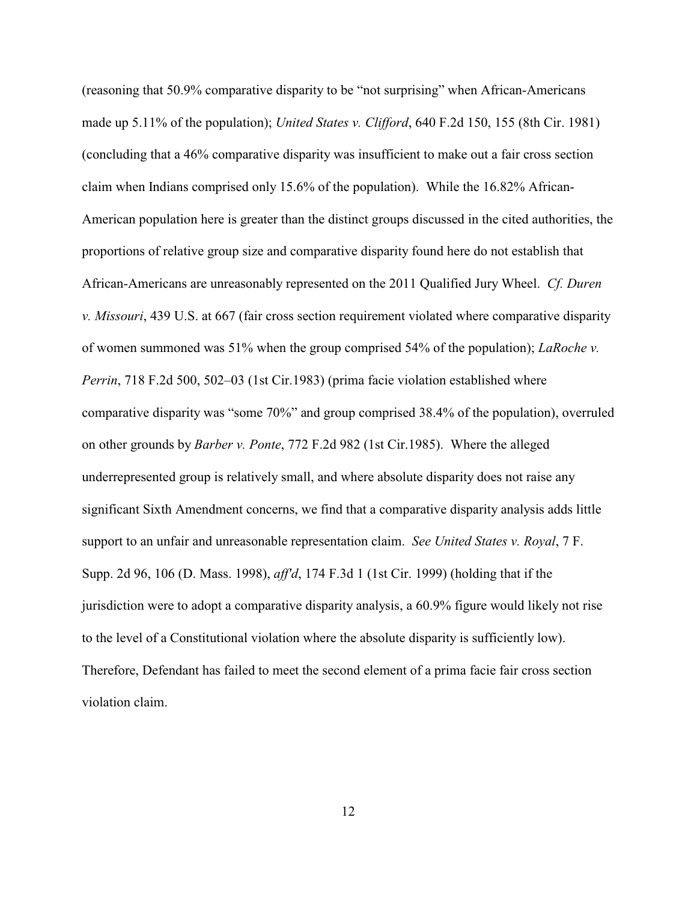(reasoning that 50.9% comparative disparity to be "not surprising" when African-Americans made up 5.11% of the population); *United States v. Clifford*, 640 F.2d 150, 155 (8th Cir. 1981) (concluding that a 46% comparative disparity was insufficient to make out a fair cross section claim when Indians comprised only 15.6% of the population). While the 16.82% African-American population here is greater than the distinct groups discussed in the cited authorities, the proportions of relative group size and comparative disparity found here do not establish that African-Americans are unreasonably represented on the 2011 Qualified Jury Wheel. *Cf. Duren v. Missouri*, 439 U.S. at 667 (fair cross section requirement violated where comparative disparity of women summoned was 51% when the group comprised 54% of the population); *LaRoche v. Perrin*, 718 F.2d 500, 502–03 (1st Cir.1983) (prima facie violation established where comparative disparity was "some 70%" and group comprised 38.4% of the population), overruled on other grounds by *Barber v. Ponte*, 772 F.2d 982 (1st Cir.1985). Where the alleged underrepresented group is relatively small, and where absolute disparity does not raise any significant Sixth Amendment concerns, we find that a comparative disparity analysis adds little support to an unfair and unreasonable representation claim. *See United States v. Royal*, 7 F. Supp. 2d 96, 106 (D. Mass. 1998), *aff'd*, 174 F.3d 1 (1st Cir. 1999) (holding that if the jurisdiction were to adopt a comparative disparity analysis, a 60.9% figure would likely not rise to the level of a Constitutional violation where the absolute disparity is sufficiently low). Therefore, Defendant has failed to meet the second element of a prima facie fair cross section violation claim.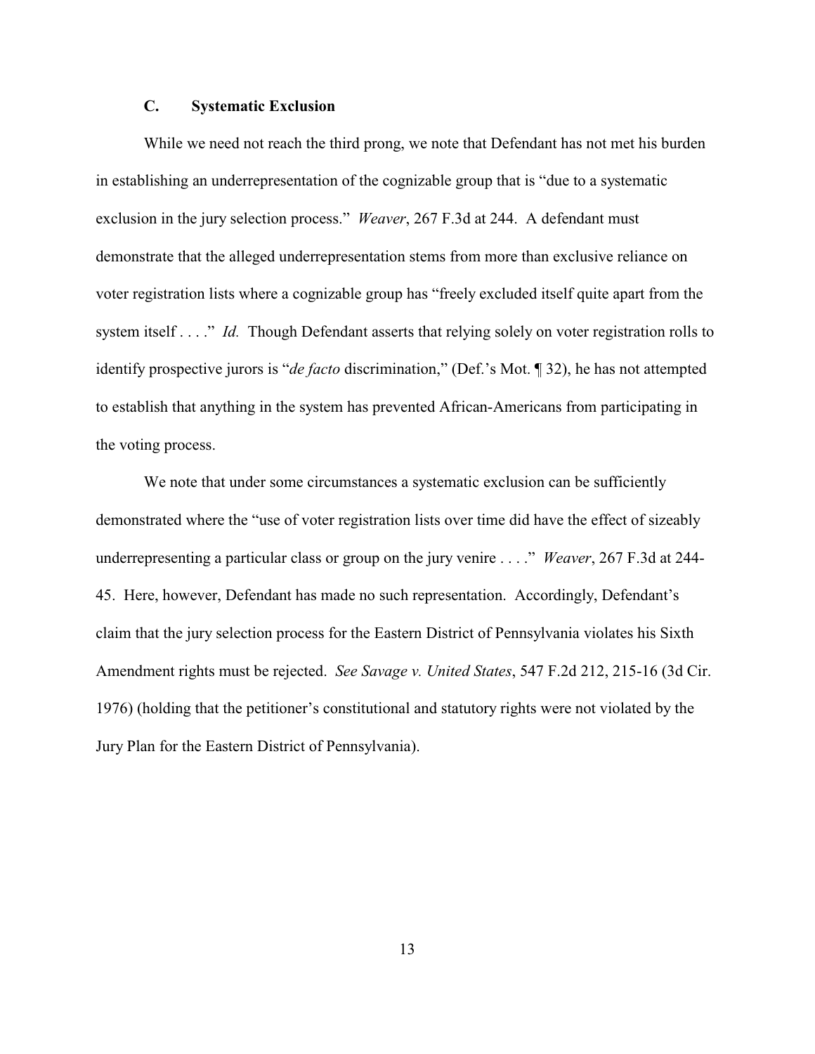### C. **Systematic Exclusion**

While we need not reach the third prong, we note that Defendant has not met his burden in establishing an underrepresentation of the cognizable group that is "due to a systematic exclusion in the jury selection process." *Weaver*, 267 F.3d at 244. A defendant must demonstrate that the alleged underrepresentation stems from more than exclusive reliance on voter registration lists where a cognizable group has "freely excluded itself quite apart from the system itself . . . ." *Id.* Though Defendant asserts that relying solely on voter registration rolls to identify prospective jurors is "*de facto* discrimination," (Def.'s Mot. ¶ 32), he has not attempted to establish that anything in the system has prevented African-Americans from participating in the voting process.

We note that under some circumstances a systematic exclusion can be sufficiently demonstrated where the "use of voter registration lists over time did have the effect of sizeably underrepresenting a particular class or group on the jury venire . . . ." *Weaver*, 267 F.3d at 244-45. Here, however, Defendant has made no such representation. Accordingly, Defendant's claim that the jury selection process for the Eastern District of Pennsylvania violates his Sixth Amendment rights must be rejected. *See Savage v. United States*, 547 F.2d 212, 215-16 (3d Cir. 1976) (holding that the petitioner's constitutional and statutory rights were not violated by the Jury Plan for the Eastern District of Pennsylvania).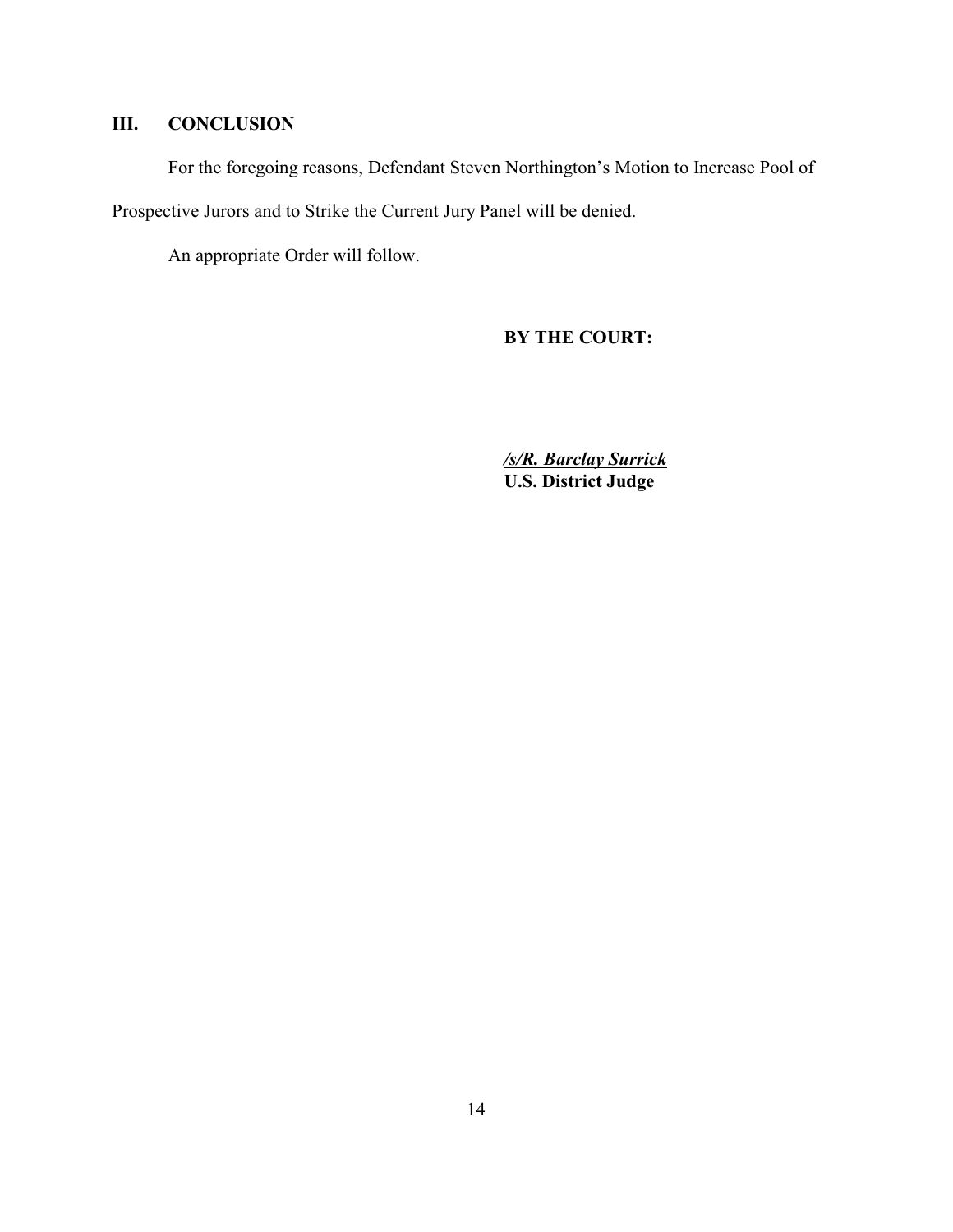## III. CONCLUSION

For the foregoing reasons, Defendant Steven Northington's Motion to Increase Pool of Prospective Jurors and to Strike the Current Jury Panel will be denied.

An appropriate Order will follow.

**BY THE COURT:**

***/s/R. Barclay Surrick***
**U.S. District Judge**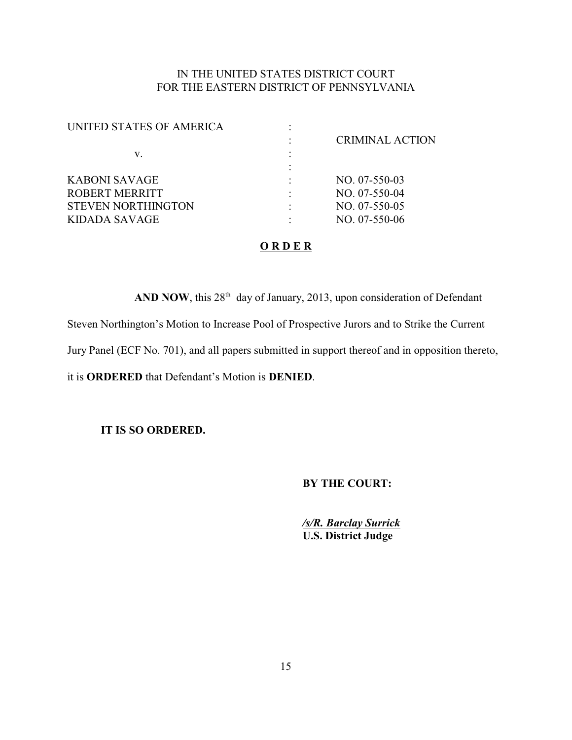IN THE UNITED STATES DISTRICT COURT
FOR THE EASTERN DISTRICT OF PENNSYLVANIA

| | | |
|---|---|---|
| UNITED STATES OF AMERICA | : | |
| | : | CRIMINAL ACTION |
| v. | : | |
| | : | |
| KABONI SAVAGE | : | NO. 07-550-03 |
| ROBERT MERRITT | : | NO. 07-550-04 |
| STEVEN NORTHINGTON | : | NO. 07-550-05 |
| KIDADA SAVAGE | : | NO. 07-550-06 |

**O R D E R**

**AND NOW**, this 28th day of January, 2013, upon consideration of Defendant Steven Northington's Motion to Increase Pool of Prospective Jurors and to Strike the Current Jury Panel (ECF No. 701), and all papers submitted in support thereof and in opposition thereto, it is **ORDERED** that Defendant's Motion is **DENIED**.

**IT IS SO ORDERED.**

**BY THE COURT:**

***/s/R. Barclay Surrick***
**U.S. District Judge**